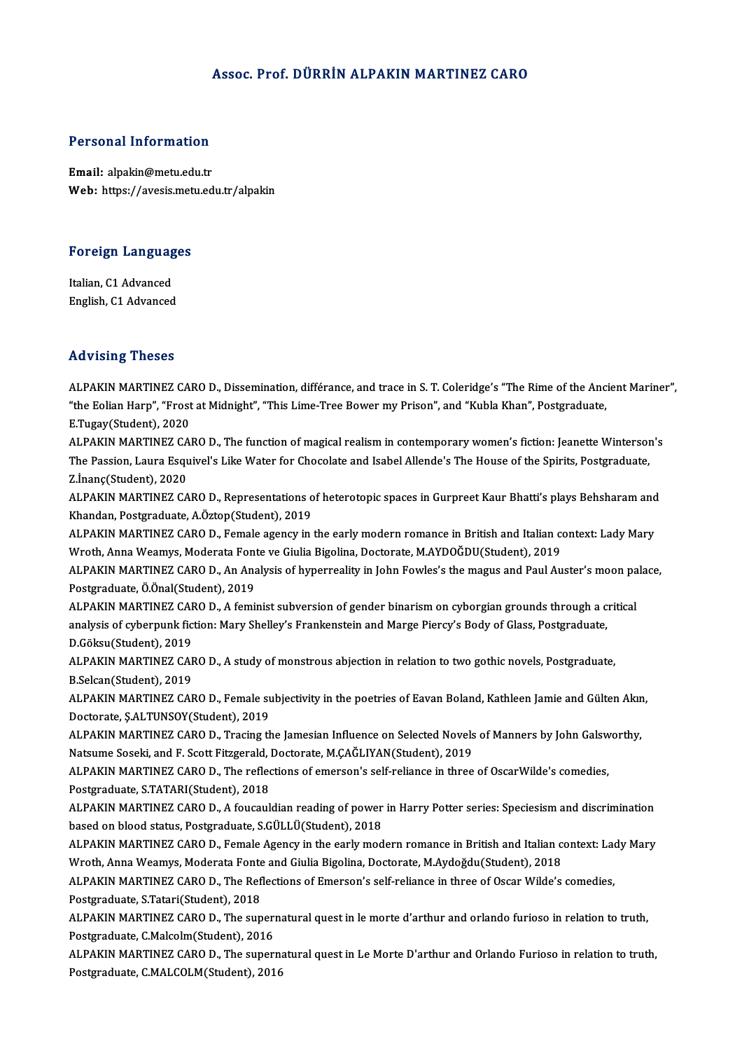# Assoc. Prof. DÜRRİN ALPAKIN MARTINEZ CARO

## Personal Information

**Email:** alpakin@metu.edu.tr
**Web:** https://avesis.metu.edu.tr/alpakin

## Foreign Languages

Italian, C1 Advanced
English, C1 Advanced

## Advising Theses

ALPAKIN MARTINEZ CARO D., Dissemination, différance, and trace in S. T. Coleridge's "The Rime of the Ancient Mariner", "the Eolian Harp", "Frost at Midnight", "This Lime-Tree Bower my Prison", and "Kubla Khan", Postgraduate, E.Tugay(Student), 2020

ALPAKIN MARTINEZ CARO D., The function of magical realism in contemporary women's fiction: Jeanette Winterson's The Passion, Laura Esquivel's Like Water for Chocolate and Isabel Allende's The House of the Spirits, Postgraduate, Z.İnanç(Student), 2020

ALPAKIN MARTINEZ CARO D., Representations of heterotopic spaces in Gurpreet Kaur Bhatti's plays Behsharam and Khandan, Postgraduate, A.Öztop(Student), 2019

ALPAKIN MARTINEZ CARO D., Female agency in the early modern romance in British and Italian context: Lady Mary Wroth, Anna Weamys, Moderata Fonte ve Giulia Bigolina, Doctorate, M.AYDOĞDU(Student), 2019

ALPAKIN MARTINEZ CARO D., An Analysis of hyperreality in John Fowles's the magus and Paul Auster's moon palace, Postgraduate, Ö.Önal(Student), 2019

ALPAKIN MARTINEZ CARO D., A feminist subversion of gender binarism on cyborgian grounds through a critical analysis of cyberpunk fiction: Mary Shelley's Frankenstein and Marge Piercy's Body of Glass, Postgraduate, D.Göksu(Student), 2019

ALPAKIN MARTINEZ CARO D., A study of monstrous abjection in relation to two gothic novels, Postgraduate, B.Selcan(Student), 2019

ALPAKIN MARTINEZ CARO D., Female subjectivity in the poetries of Eavan Boland, Kathleen Jamie and Gülten Akın, Doctorate, Ş.ALTUNSOY(Student), 2019

ALPAKIN MARTINEZ CARO D., Tracing the Jamesian Influence on Selected Novels of Manners by John Galsworthy, Natsume Soseki, and F. Scott Fitzgerald, Doctorate, M.ÇAĞLIYAN(Student), 2019

ALPAKIN MARTINEZ CARO D., The reflections of emerson's self-reliance in three of OscarWilde's comedies, Postgraduate, S.TATARI(Student), 2018

ALPAKIN MARTINEZ CARO D., A foucauldian reading of power in Harry Potter series: Speciesism and discrimination based on blood status, Postgraduate, S.GÜLLÜ(Student), 2018

ALPAKIN MARTINEZ CARO D., Female Agency in the early modern romance in British and Italian context: Lady Mary Wroth, Anna Weamys, Moderata Fonte and Giulia Bigolina, Doctorate, M.Aydoğdu(Student), 2018

ALPAKIN MARTINEZ CARO D., The Reflections of Emerson's self-reliance in three of Oscar Wilde's comedies, Postgraduate, S.Tatari(Student), 2018

ALPAKIN MARTINEZ CARO D., The supernatural quest in le morte d'arthur and orlando furioso in relation to truth, Postgraduate, C.Malcolm(Student), 2016

ALPAKIN MARTINEZ CARO D., The supernatural quest in Le Morte D'arthur and Orlando Furioso in relation to truth, Postgraduate, C.MALCOLM(Student), 2016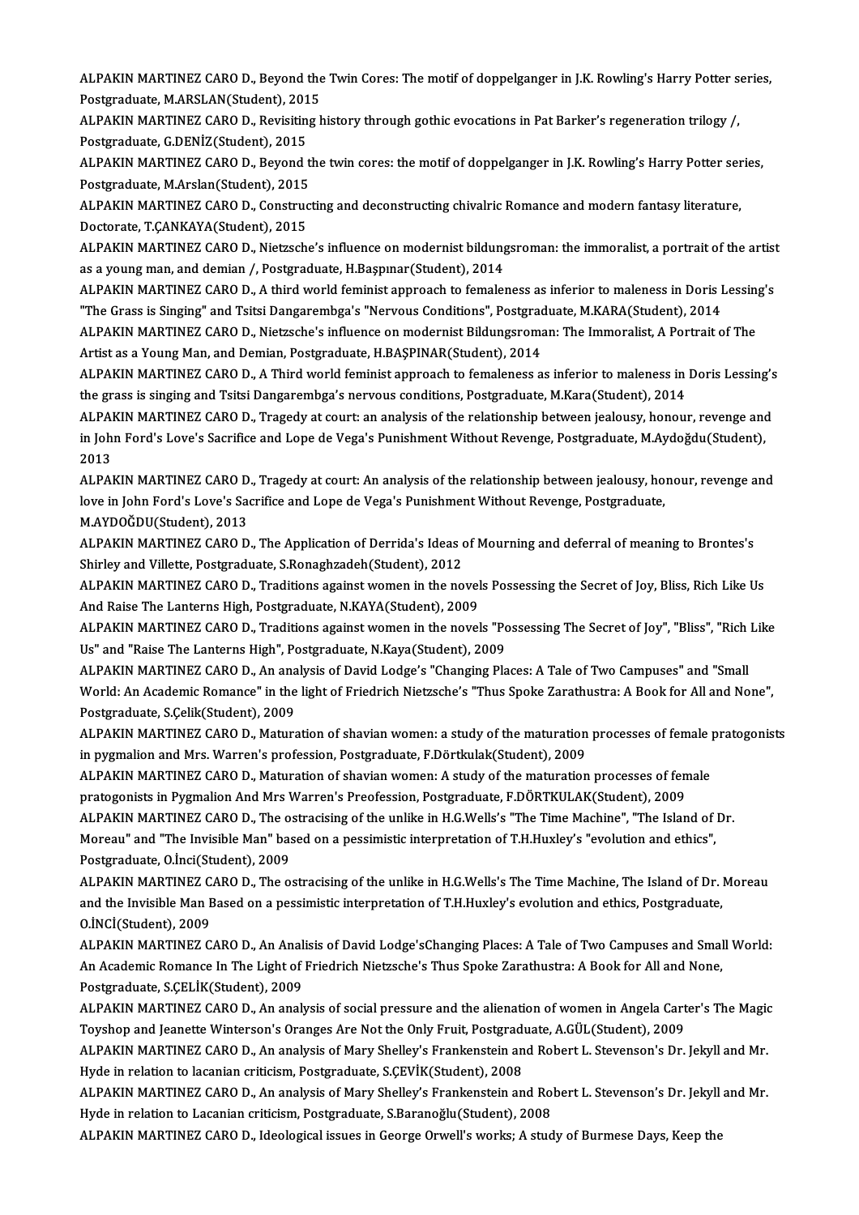ALPAKIN MARTINEZ CARO D., Beyond the Twin Cores: The motif of doppelganger in J.K. Rowling's Harry Potter series, Postgraduate, M.ARSLAN(Student), 2015

ALPAKIN MARTINEZ CARO D., Revisiting history through gothic evocations in Pat Barker's regeneration trilogy /, Postgraduate, G.DENİZ(Student), 2015

ALPAKIN MARTINEZ CARO D., Beyond the twin cores: the motif of doppelganger in J.K. Rowling's Harry Potter series, Postgraduate, M.Arslan(Student), 2015

ALPAKIN MARTINEZ CARO D., Constructing and deconstructing chivalric Romance and modern fantasy literature, Doctorate, T.ÇANKAYA(Student), 2015

ALPAKIN MARTINEZ CARO D., Nietzsche's influence on modernist bildungsroman: the immoralist, a portrait of the artist as a young man, and demian /, Postgraduate, H.Başpınar(Student), 2014

ALPAKIN MARTINEZ CARO D., A third world feminist approach to femaleness as inferior to maleness in Doris Lessing's "The Grass is Singing" and Tsitsi Dangarembga's "Nervous Conditions", Postgraduate, M.KARA(Student), 2014

ALPAKIN MARTINEZ CARO D., Nietzsche's influence on modernist Bildungsroman: The Immoralist, A Portrait of The Artist as a Young Man, and Demian, Postgraduate, H.BAŞPINAR(Student), 2014

ALPAKIN MARTINEZ CARO D., A Third world feminist approach to femaleness as inferior to maleness in Doris Lessing's the grass is singing and Tsitsi Dangarembga's nervous conditions, Postgraduate, M.Kara(Student), 2014

ALPAKIN MARTINEZ CARO D., Tragedy at court: an analysis of the relationship between jealousy, honour, revenge and in John Ford's Love's Sacrifice and Lope de Vega's Punishment Without Revenge, Postgraduate, M.Aydoğdu(Student), 2013

ALPAKIN MARTINEZ CARO D., Tragedy at court: An analysis of the relationship between jealousy, honour, revenge and love in John Ford's Love's Sacrifice and Lope de Vega's Punishment Without Revenge, Postgraduate, M.AYDOĞDU(Student), 2013

ALPAKIN MARTINEZ CARO D., The Application of Derrida's Ideas of Mourning and deferral of meaning to Brontes's Shirley and Villette, Postgraduate, S.Ronaghzadeh(Student), 2012

ALPAKIN MARTINEZ CARO D., Traditions against women in the novels Possessing the Secret of Joy, Bliss, Rich Like Us And Raise The Lanterns High, Postgraduate, N.KAYA(Student), 2009

ALPAKIN MARTINEZ CARO D., Traditions against women in the novels "Possessing The Secret of Joy", "Bliss", "Rich Like Us" and "Raise The Lanterns High", Postgraduate, N.Kaya(Student), 2009

ALPAKIN MARTINEZ CARO D., An analysis of David Lodge's "Changing Places: A Tale of Two Campuses" and "Small World: An Academic Romance" in the light of Friedrich Nietzsche's "Thus Spoke Zarathustra: A Book for All and None", Postgraduate, S.Çelik(Student), 2009

ALPAKIN MARTINEZ CARO D., Maturation of shavian women: a study of the maturation processes of female pratogonists in pygmalion and Mrs. Warren's profession, Postgraduate, F.Dörtkulak(Student), 2009

ALPAKIN MARTINEZ CARO D., Maturation of shavian women: A study of the maturation processes of female pratogonists in Pygmalion And Mrs Warren's Preofession, Postgraduate, F.DÖRTKULAK(Student), 2009

ALPAKIN MARTINEZ CARO D., The ostracising of the unlike in H.G.Wells's "The Time Machine", "The Island of Dr. Moreau" and "The Invisible Man" based on a pessimistic interpretation of T.H.Huxley's "evolution and ethics", Postgraduate, O.İnci(Student), 2009

ALPAKIN MARTINEZ CARO D., The ostracising of the unlike in H.G.Wells's The Time Machine, The Island of Dr. Moreau and the Invisible Man Based on a pessimistic interpretation of T.H.Huxley's evolution and ethics, Postgraduate, O.İNCİ(Student), 2009

ALPAKIN MARTINEZ CARO D., An Analisis of David Lodge'sChanging Places: A Tale of Two Campuses and Small World: An Academic Romance In The Light of Friedrich Nietzsche's Thus Spoke Zarathustra: A Book for All and None, Postgraduate, S.ÇELİK(Student), 2009

ALPAKIN MARTINEZ CARO D., An analysis of social pressure and the alienation of women in Angela Carter's The Magic Toyshop and Jeanette Winterson's Oranges Are Not the Only Fruit, Postgraduate, A.GÜL(Student), 2009

ALPAKIN MARTINEZ CARO D., An analysis of Mary Shelley's Frankenstein and Robert L. Stevenson's Dr. Jekyll and Mr. Hyde in relation to lacanian criticism, Postgraduate, S.ÇEVİK(Student), 2008

ALPAKIN MARTINEZ CARO D., An analysis of Mary Shelley's Frankenstein and Robert L. Stevenson's Dr. Jekyll and Mr. Hyde in relation to Lacanian criticism, Postgraduate, S.Baranoğlu(Student), 2008

ALPAKIN MARTINEZ CARO D., Ideological issues in George Orwell's works; A study of Burmese Days, Keep the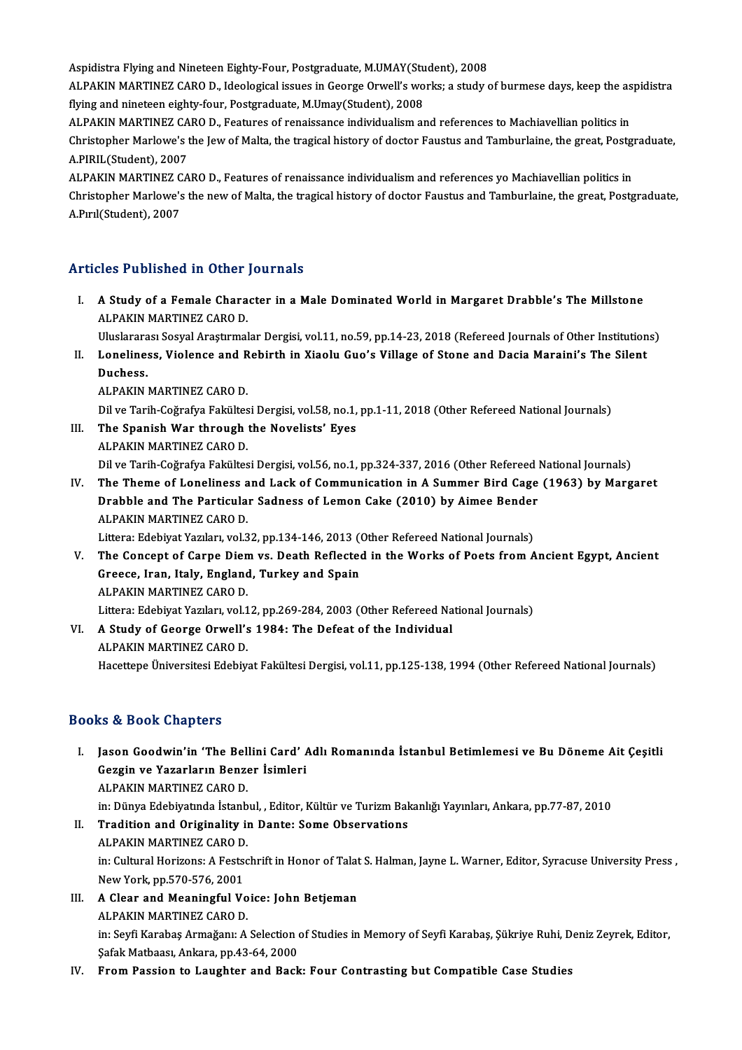Aspidistra Flying and Nineteen Eighty-Four, Postgraduate, M.UMAY(Student), 2008

ALPAKIN MARTINEZ CARO D., Ideological issues in George Orwell's works; a study of burmese days, keep the aspidistra flying and nineteen eighty-four, Postgraduate, M.Umay(Student), 2008

ALPAKIN MARTINEZ CARO D., Features of renaissance individualism and references to Machiavellian politics in Christopher Marlowe's the Jew of Malta, the tragical history of doctor Faustus and Tamburlaine, the great, Postgraduate, A.PIRIL(Student), 2007

ALPAKIN MARTINEZ CARO D., Features of renaissance individualism and references yo Machiavellian politics in Christopher Marlowe's the new of Malta, the tragical history of doctor Faustus and Tamburlaine, the great, Postgraduate, A.Pırıl(Student), 2007

## Articles Published in Other Journals

I. **A Study of a Female Character in a Male Dominated World in Margaret Drabble's The Millstone**
   ALPAKIN MARTINEZ CARO D.
   Uluslararası Sosyal Araştırmalar Dergisi, vol.11, no.59, pp.14-23, 2018 (Refereed Journals of Other Institutions)

II. **Loneliness, Violence and Rebirth in Xiaolu Guo's Village of Stone and Dacia Maraini's The Silent Duchess.**
   ALPAKIN MARTINEZ CARO D.
   Dil ve Tarih-Coğrafya Fakültesi Dergisi, vol.58, no.1, pp.1-11, 2018 (Other Refereed National Journals)

III. **The Spanish War through the Novelists' Eyes**
   ALPAKIN MARTINEZ CARO D.
   Dil ve Tarih-Coğrafya Fakültesi Dergisi, vol.56, no.1, pp.324-337, 2016 (Other Refereed National Journals)

IV. **The Theme of Loneliness and Lack of Communication in A Summer Bird Cage (1963) by Margaret Drabble and The Particular Sadness of Lemon Cake (2010) by Aimee Bender**
   ALPAKIN MARTINEZ CARO D.
   Littera: Edebiyat Yazıları, vol.32, pp.134-146, 2013 (Other Refereed National Journals)

V. **The Concept of Carpe Diem vs. Death Reflected in the Works of Poets from Ancient Egypt, Ancient Greece, Iran, Italy, England, Turkey and Spain**
   ALPAKIN MARTINEZ CARO D.
   Littera: Edebiyat Yazıları, vol.12, pp.269-284, 2003 (Other Refereed National Journals)

VI. **A Study of George Orwell's 1984: The Defeat of the Individual**
   ALPAKIN MARTINEZ CARO D.
   Hacettepe Üniversitesi Edebiyat Fakültesi Dergisi, vol.11, pp.125-138, 1994 (Other Refereed National Journals)

## Books & Book Chapters

I. **Jason Goodwin'in 'The Bellini Card' Adlı Romanında İstanbul Betimlemesi ve Bu Döneme Ait Çeşitli Gezgin ve Yazarların Benzer İsimleri**
   ALPAKIN MARTINEZ CARO D.
   in: Dünya Edebiyatında İstanbul, , Editor, Kültür ve Turizm Bakanlığı Yayınları, Ankara, pp.77-87, 2010

II. **Tradition and Originality in Dante: Some Observations**
   ALPAKIN MARTINEZ CARO D.
   in: Cultural Horizons: A Festschrift in Honor of Talat S. Halman, Jayne L. Warner, Editor, Syracuse University Press , New York, pp.570-576, 2001

III. **A Clear and Meaningful Voice: John Betjeman**
   ALPAKIN MARTINEZ CARO D.
   in: Seyfi Karabaş Armağanı: A Selection of Studies in Memory of Seyfi Karabaş, Şükriye Ruhi, Deniz Zeyrek, Editor, Şafak Matbaası, Ankara, pp.43-64, 2000

IV. **From Passion to Laughter and Back: Four Contrasting but Compatible Case Studies**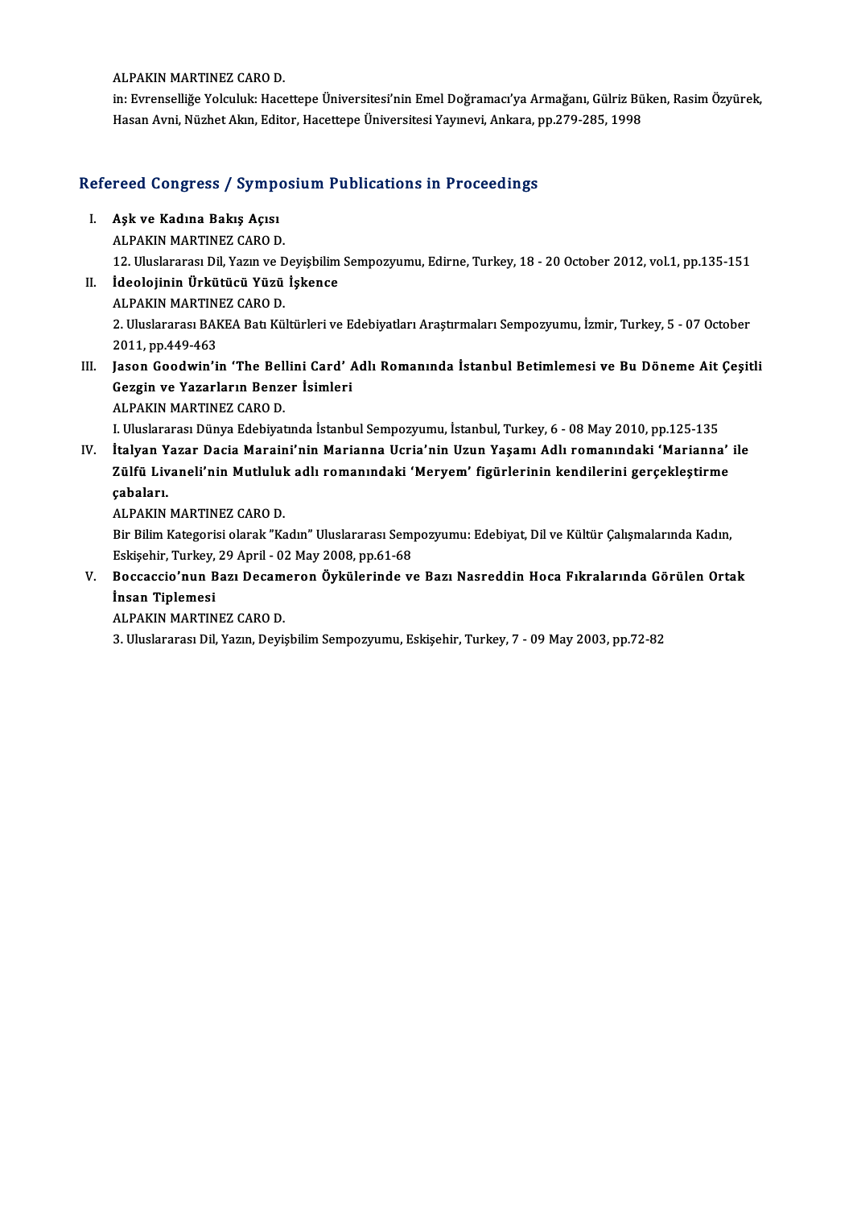ALPAKIN MARTINEZ CARO D.
in: Evrenselliğe Yolculuk: Hacettepe Üniversitesi'nin Emel Doğramacı'ya Armağanı, Gülriz Büken, Rasim Özyürek, Hasan Avni, Nüzhet Akın, Editor, Hacettepe Üniversitesi Yayınevi, Ankara, pp.279-285, 1998

## Refereed Congress / Symposium Publications in Proceedings

I. **Aşk ve Kadına Bakış Açısı**
ALPAKIN MARTINEZ CARO D.
12. Uluslararası Dil, Yazın ve Deyişbilim Sempozyumu, Edirne, Turkey, 18 - 20 October 2012, vol.1, pp.135-151

II. **İdeolojinin Ürkütücü Yüzü İşkence**
ALPAKIN MARTINEZ CARO D.
2. Uluslararası BAKEA Batı Kültürleri ve Edebiyatları Araştırmaları Sempozyumu, İzmir, Turkey, 5 - 07 October 2011, pp.449-463

III. **Jason Goodwin'in 'The Bellini Card' Adlı Romanında İstanbul Betimlemesi ve Bu Döneme Ait Çeşitli Gezgin ve Yazarların Benzer İsimleri**
ALPAKIN MARTINEZ CARO D.
I. Uluslararası Dünya Edebiyatında İstanbul Sempozyumu, İstanbul, Turkey, 6 - 08 May 2010, pp.125-135

IV. **İtalyan Yazar Dacia Maraini'nin Marianna Ucria'nin Uzun Yaşamı Adlı romanındaki 'Marianna' ile Zülfü Livaneli'nin Mutluluk adlı romanındaki 'Meryem' figürlerinin kendilerini gerçekleştirme çabaları.**
ALPAKIN MARTINEZ CARO D.
Bir Bilim Kategorisi olarak "Kadın" Uluslararası Sempozyumu: Edebiyat, Dil ve Kültür Çalışmalarında Kadın, Eskişehir, Turkey, 29 April - 02 May 2008, pp.61-68

V. **Boccaccio'nun Bazı Decameron Öykülerinde ve Bazı Nasreddin Hoca Fıkralarında Görülen Ortak İnsan Tiplemesi**
ALPAKIN MARTINEZ CARO D.
3. Uluslararası Dil, Yazın, Deyişbilim Sempozyumu, Eskişehir, Turkey, 7 - 09 May 2003, pp.72-82